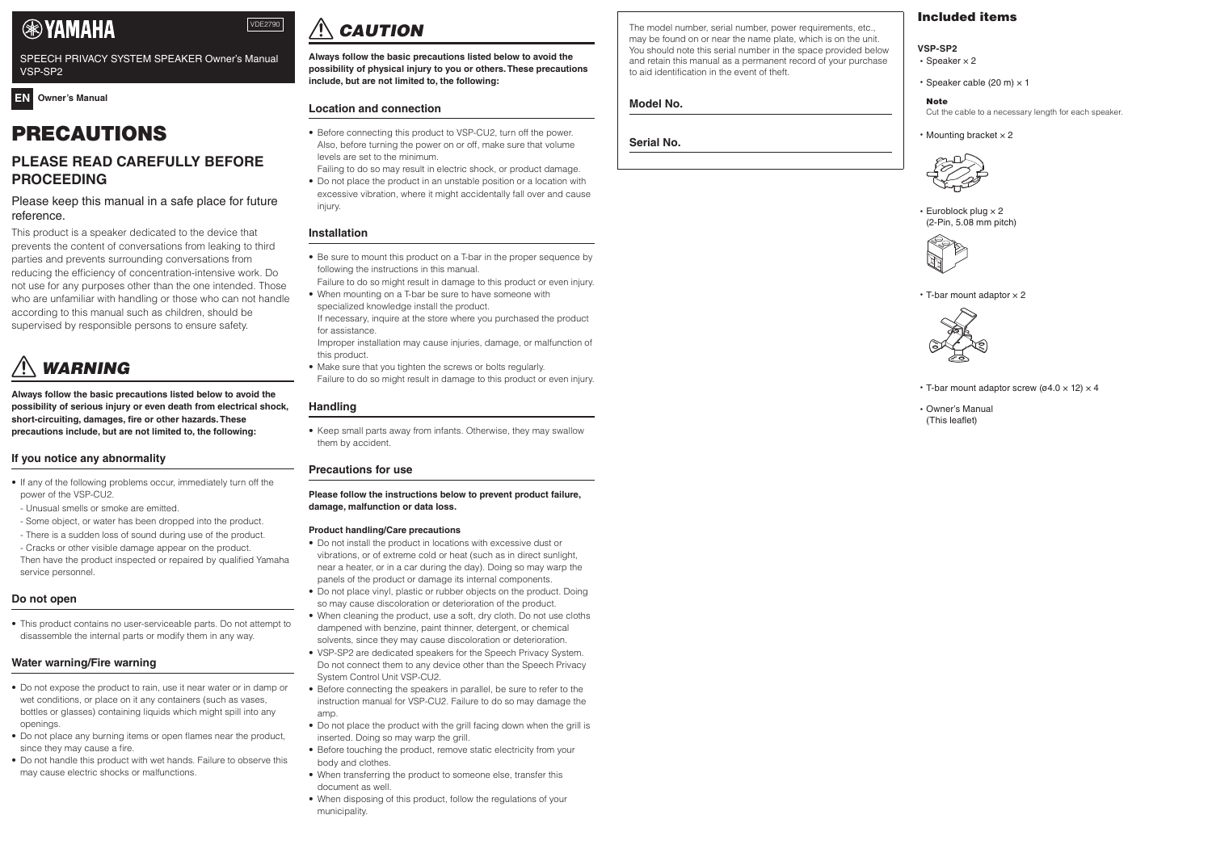# YAMAHA

VDE2790

SPEECH PRIVACY SYSTEM SPEAKER Owner's Manual
VSP-SP2

**EN** **Owner's Manual**

# PRECAUTIONS

## PLEASE READ CAREFULLY BEFORE PROCEEDING

Please keep this manual in a safe place for future reference.

This product is a speaker dedicated to the device that prevents the content of conversations from leaking to third parties and prevents surrounding conversations from reducing the efficiency of concentration-intensive work. Do not use for any purposes other than the one intended. Those who are unfamiliar with handling or those who can not handle according to this manual such as children, should be supervised by responsible persons to ensure safety.

## ⚠ *WARNING*

**Always follow the basic precautions listed below to avoid the possibility of serious injury or even death from electrical shock, short-circuiting, damages, fire or other hazards. These precautions include, but are not limited to, the following:**

### If you notice any abnormality

- If any of the following problems occur, immediately turn off the power of the VSP-CU2.
  - Unusual smells or smoke are emitted.
  - Some object, or water has been dropped into the product.
  - There is a sudden loss of sound during use of the product.
  - Cracks or other visible damage appear on the product.

  Then have the product inspected or repaired by qualified Yamaha service personnel.

### Do not open

- This product contains no user-serviceable parts. Do not attempt to disassemble the internal parts or modify them in any way.

### Water warning/Fire warning

- Do not expose the product to rain, use it near water or in damp or wet conditions, or place on it any containers (such as vases, bottles or glasses) containing liquids which might spill into any openings.
- Do not place any burning items or open flames near the product, since they may cause a fire.
- Do not handle this product with wet hands. Failure to observe this may cause electric shocks or malfunctions.

## ⚠ *CAUTION*

**Always follow the basic precautions listed below to avoid the possibility of physical injury to you or others. These precautions include, but are not limited to, the following:**

### Location and connection

- Before connecting this product to VSP-CU2, turn off the power. Also, before turning the power on or off, make sure that volume levels are set to the minimum.
  Failing to do so may result in electric shock, or product damage.
- Do not place the product in an unstable position or a location with excessive vibration, where it might accidentally fall over and cause injury.

### Installation

- Be sure to mount this product on a T-bar in the proper sequence by following the instructions in this manual.
  Failure to do so might result in damage to this product or even injury.
- When mounting on a T-bar be sure to have someone with specialized knowledge install the product.
  If necessary, inquire at the store where you purchased the product for assistance.
  Improper installation may cause injuries, damage, or malfunction of this product.
- Make sure that you tighten the screws or bolts regularly.
  Failure to do so might result in damage to this product or even injury.

### Handling

- Keep small parts away from infants. Otherwise, they may swallow them by accident.

### Precautions for use

**Please follow the instructions below to prevent product failure, damage, malfunction or data loss.**

**Product handling/Care precautions**

- Do not install the product in locations with excessive dust or vibrations, or of extreme cold or heat (such as in direct sunlight, near a heater, or in a car during the day). Doing so may warp the panels of the product or damage its internal components.
- Do not place vinyl, plastic or rubber objects on the product. Doing so may cause discoloration or deterioration of the product.
- When cleaning the product, use a soft, dry cloth. Do not use cloths dampened with benzine, paint thinner, detergent, or chemical solvents, since they may cause discoloration or deterioration.
- VSP-SP2 are dedicated speakers for the Speech Privacy System. Do not connect them to any device other than the Speech Privacy System Control Unit VSP-CU2.
- Before connecting the speakers in parallel, be sure to refer to the instruction manual for VSP-CU2. Failure to do so may damage the amp.
- Do not place the product with the grill facing down when the grill is inserted. Doing so may warp the grill.
- Before touching the product, remove static electricity from your body and clothes.
- When transferring the product to someone else, transfer this document as well.
- When disposing of this product, follow the regulations of your municipality.

The model number, serial number, power requirements, etc., may be found on or near the name plate, which is on the unit. You should note this serial number in the space provided below and retain this manual as a permanent record of your purchase to aid identification in the event of theft.

**Model No.**

**Serial No.**

## Included items

**VSP-SP2**

- Speaker × 2
- Speaker cable (20 m) × 1

  **Note**
  Cut the cable to a necessary length for each speaker.
- Mounting bracket × 2
- Euroblock plug × 2
  (2-Pin, 5.08 mm pitch)
- T-bar mount adaptor × 2
- T-bar mount adaptor screw (ø4.0 × 12) × 4
- Owner's Manual
  (This leaflet)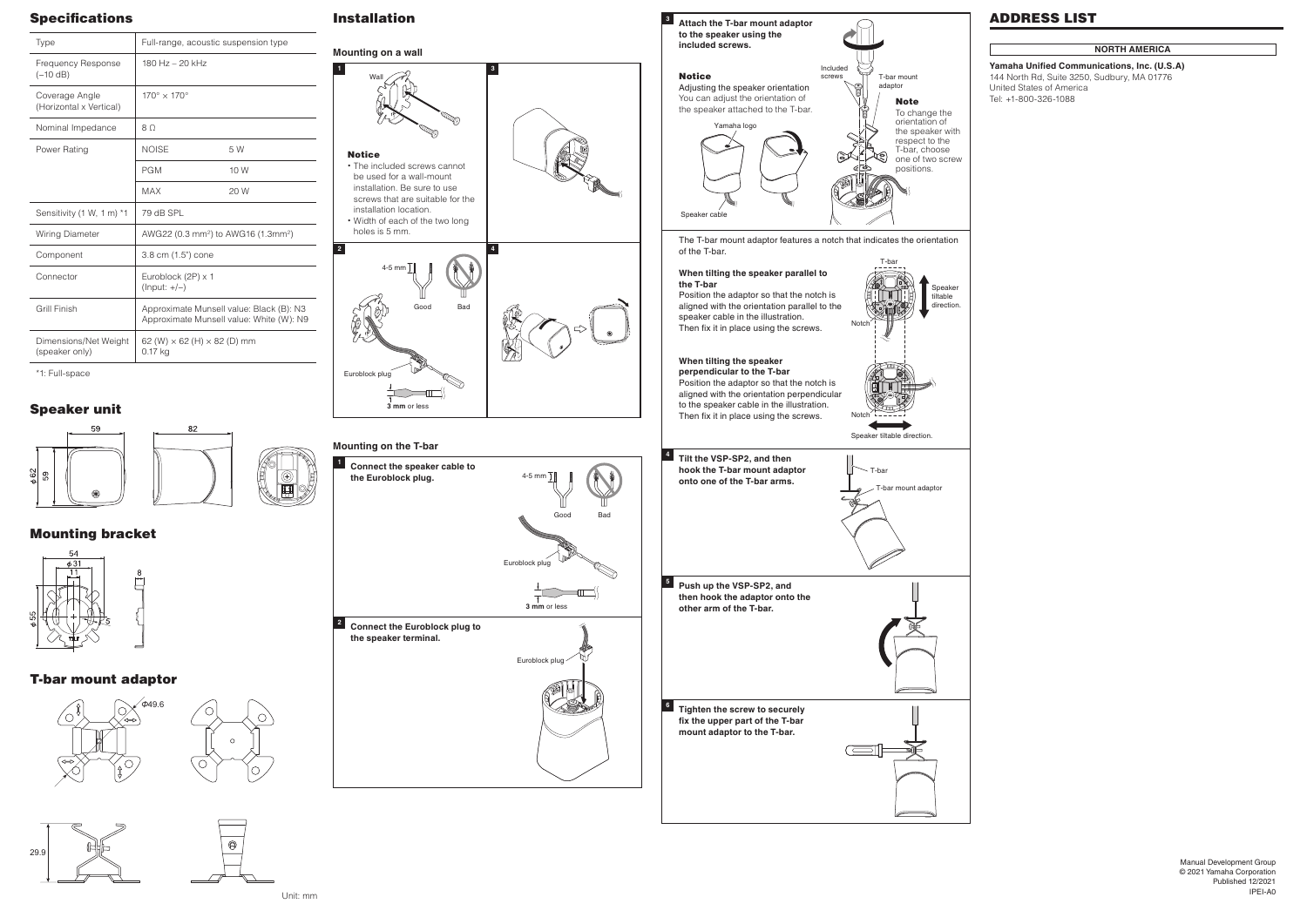## Specifications

| Type | Full-range, acoustic suspension type | |
|---|---|---|
| Frequency Response (−10 dB) | 180 Hz – 20 kHz | |
| Coverage Angle (Horizontal x Vertical) | 170° × 170° | |
| Nominal Impedance | 8 Ω | |
| Power Rating | NOISE | 5 W |
| | PGM | 10 W |
| | MAX | 20 W |
| Sensitivity (1 W, 1 m) *1 | 79 dB SPL | |
| Wiring Diameter | AWG22 (0.3 mm²) to AWG16 (1.3mm²) | |
| Component | 3.8 cm (1.5") cone | |
| Connector | Euroblock (2P) x 1 (Input: +/−) | |
| Grill Finish | Approximate Munsell value: Black (B): N3<br>Approximate Munsell value: White (W): N9 | |
| Dimensions/Net Weight (speaker only) | 62 (W) × 62 (H) × 82 (D) mm<br>0.17 kg | |

*1: Full-space

## Speaker unit

59
82
ϕ62
59

## Mounting bracket

54
ϕ31
11
8
ϕ55
5

## T-bar mount adaptor

Φ49.6
29.9

Unit: mm

## Installation

### Mounting on a wall

1

Wall

**Notice**

- The included screws cannot be used for a wall-mount installation. Be sure to use screws that are suitable for the installation location.
- Width of each of the two long holes is 5 mm.

2

4-5 mm
Good
Bad
Euroblock plug
**3 mm** or less

3

4

### Mounting on the T-bar

1 **Connect the speaker cable to the Euroblock plug.**

4-5 mm
Good
Bad
Euroblock plug
**3 mm** or less

2 **Connect the Euroblock plug to the speaker terminal.**

Euroblock plug

3 **Attach the T-bar mount adaptor to the speaker using the included screws.**

Included screws
T-bar mount adaptor

**Notice**

Adjusting the speaker orientation
You can adjust the orientation of the speaker attached to the T-bar.

Yamaha logo
Speaker cable

**Note**

To change the orientation of the speaker with respect to the T-bar, choose one of two screw positions.

The T-bar mount adaptor features a notch that indicates the orientation of the T-bar.

**When tilting the speaker parallel to the T-bar**
Position the adaptor so that the notch is aligned with the orientation parallel to the speaker cable in the illustration.
Then fix it in place using the screws.

T-bar
Speaker tiltable direction.
Notch

**When tilting the speaker perpendicular to the T-bar**
Position the adaptor so that the notch is aligned with the orientation perpendicular to the speaker cable in the illustration.
Then fix it in place using the screws.

Notch
Speaker tiltable direction.

4 **Tilt the VSP-SP2, and then hook the T-bar mount adaptor onto one of the T-bar arms.**

T-bar
T-bar mount adaptor

5 **Push up the VSP-SP2, and then hook the adaptor onto the other arm of the T-bar.**

6 **Tighten the screw to securely fix the upper part of the T-bar mount adaptor to the T-bar.**

## ADDRESS LIST

**NORTH AMERICA**

**Yamaha Unified Communications, Inc. (U.S.A)**
144 North Rd, Suite 3250, Sudbury, MA 01776
United States of America
Tel: +1-800-326-1088

Manual Development Group
© 2021 Yamaha Corporation
Published 12/2021
IPEI-A0